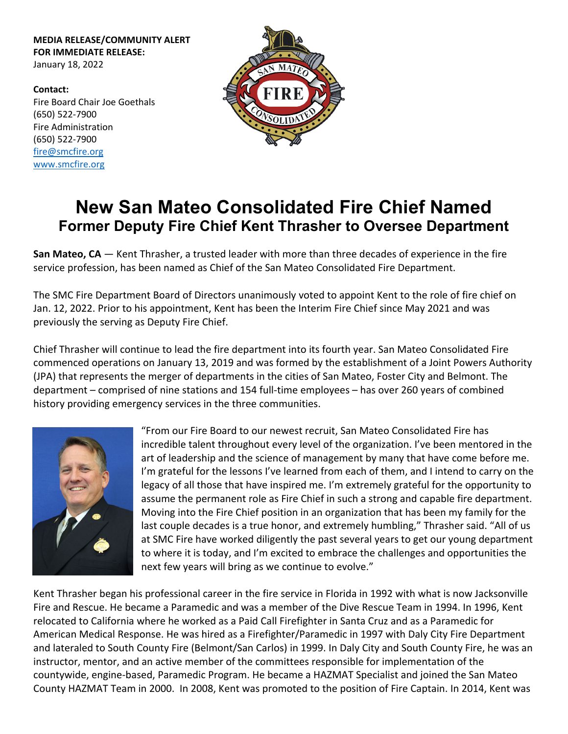**MEDIA RELEASE/COMMUNITY ALERT**
**FOR IMMEDIATE RELEASE:**
January 18, 2022

**Contact:**
Fire Board Chair Joe Goethals
(650) 522-7900
Fire Administration
(650) 522-7900
fire@smcfire.org
www.smcfire.org

# New San Mateo Consolidated Fire Chief Named

## Former Deputy Fire Chief Kent Thrasher to Oversee Department

**San Mateo, CA** — Kent Thrasher, a trusted leader with more than three decades of experience in the fire service profession, has been named as Chief of the San Mateo Consolidated Fire Department.

The SMC Fire Department Board of Directors unanimously voted to appoint Kent to the role of fire chief on Jan. 12, 2022. Prior to his appointment, Kent has been the Interim Fire Chief since May 2021 and was previously the serving as Deputy Fire Chief.

Chief Thrasher will continue to lead the fire department into its fourth year. San Mateo Consolidated Fire commenced operations on January 13, 2019 and was formed by the establishment of a Joint Powers Authority (JPA) that represents the merger of departments in the cities of San Mateo, Foster City and Belmont. The department – comprised of nine stations and 154 full-time employees – has over 260 years of combined history providing emergency services in the three communities.

"From our Fire Board to our newest recruit, San Mateo Consolidated Fire has incredible talent throughout every level of the organization. I've been mentored in the art of leadership and the science of management by many that have come before me. I'm grateful for the lessons I've learned from each of them, and I intend to carry on the legacy of all those that have inspired me. I'm extremely grateful for the opportunity to assume the permanent role as Fire Chief in such a strong and capable fire department. Moving into the Fire Chief position in an organization that has been my family for the last couple decades is a true honor, and extremely humbling," Thrasher said. "All of us at SMC Fire have worked diligently the past several years to get our young department to where it is today, and I'm excited to embrace the challenges and opportunities the next few years will bring as we continue to evolve."

Kent Thrasher began his professional career in the fire service in Florida in 1992 with what is now Jacksonville Fire and Rescue. He became a Paramedic and was a member of the Dive Rescue Team in 1994. In 1996, Kent relocated to California where he worked as a Paid Call Firefighter in Santa Cruz and as a Paramedic for American Medical Response. He was hired as a Firefighter/Paramedic in 1997 with Daly City Fire Department and lateraled to South County Fire (Belmont/San Carlos) in 1999. In Daly City and South County Fire, he was an instructor, mentor, and an active member of the committees responsible for implementation of the countywide, engine-based, Paramedic Program. He became a HAZMAT Specialist and joined the San Mateo County HAZMAT Team in 2000. In 2008, Kent was promoted to the position of Fire Captain. In 2014, Kent was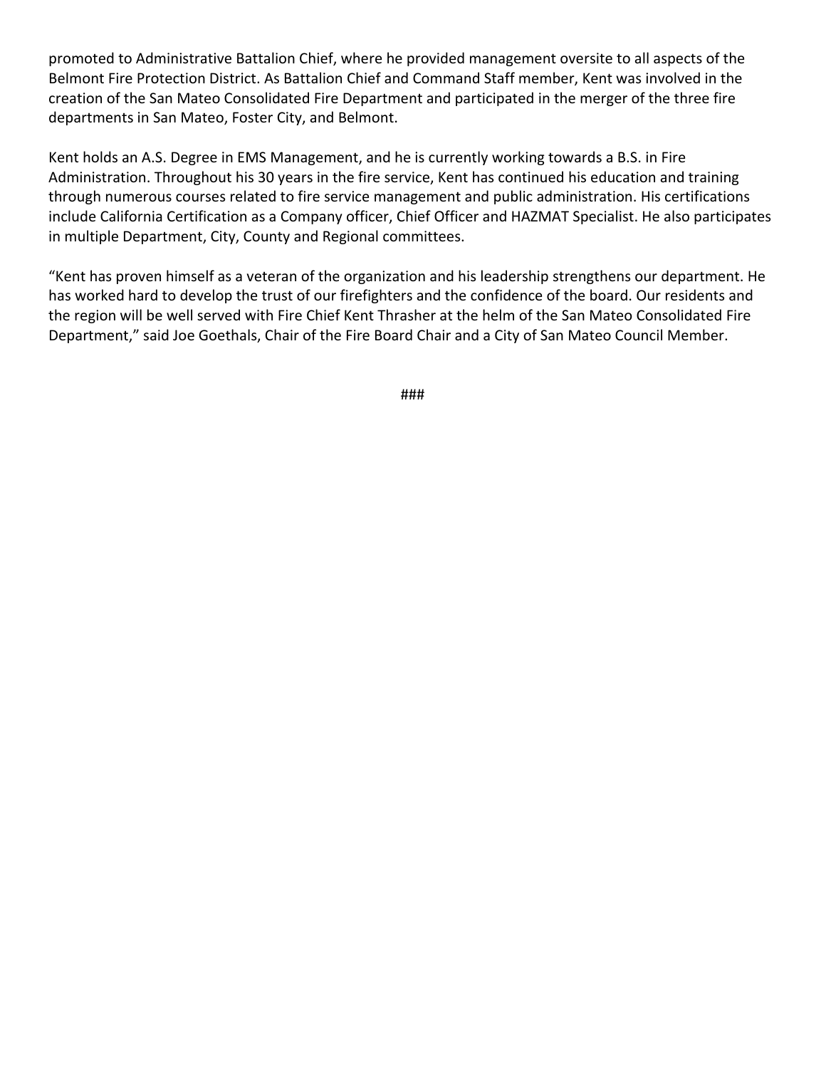promoted to Administrative Battalion Chief, where he provided management oversite to all aspects of the Belmont Fire Protection District. As Battalion Chief and Command Staff member, Kent was involved in the creation of the San Mateo Consolidated Fire Department and participated in the merger of the three fire departments in San Mateo, Foster City, and Belmont.

Kent holds an A.S. Degree in EMS Management, and he is currently working towards a B.S. in Fire Administration. Throughout his 30 years in the fire service, Kent has continued his education and training through numerous courses related to fire service management and public administration. His certifications include California Certification as a Company officer, Chief Officer and HAZMAT Specialist. He also participates in multiple Department, City, County and Regional committees.

"Kent has proven himself as a veteran of the organization and his leadership strengthens our department. He has worked hard to develop the trust of our firefighters and the confidence of the board. Our residents and the region will be well served with Fire Chief Kent Thrasher at the helm of the San Mateo Consolidated Fire Department," said Joe Goethals, Chair of the Fire Board Chair and a City of San Mateo Council Member.

###